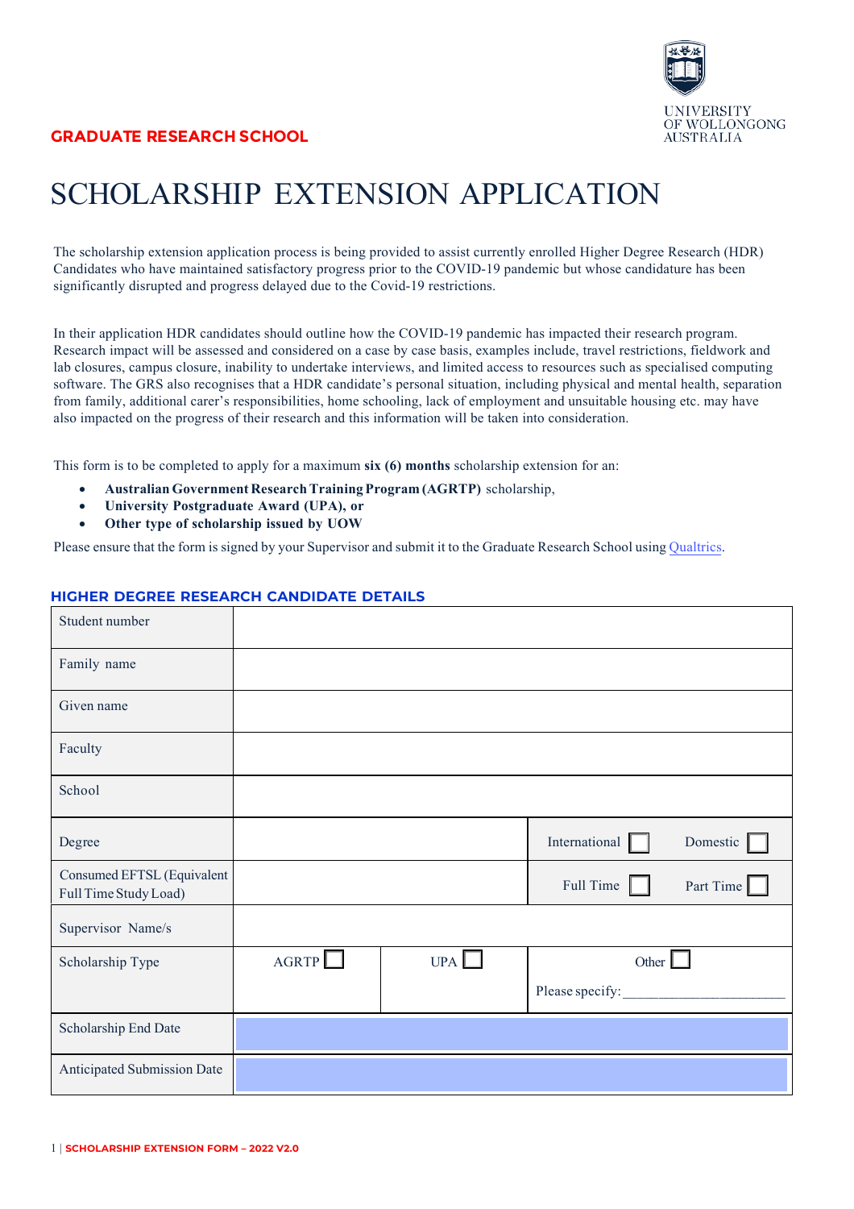GRADUATE RESEARCH SCHOOL

UNIVERSITY OF WOLLONGONG AUSTRALIA

# SCHOLARSHIP EXTENSION APPLICATION

The scholarship extension application process is being provided to assist currently enrolled Higher Degree Research (HDR) Candidates who have maintained satisfactory progress prior to the COVID-19 pandemic but whose candidature has been significantly disrupted and progress delayed due to the Covid-19 restrictions.

In their application HDR candidates should outline how the COVID-19 pandemic has impacted their research program. Research impact will be assessed and considered on a case by case basis, examples include, travel restrictions, fieldwork and lab closures, campus closure, inability to undertake interviews, and limited access to resources such as specialised computing software. The GRS also recognises that a HDR candidate's personal situation, including physical and mental health, separation from family, additional carer's responsibilities, home schooling, lack of employment and unsuitable housing etc. may have also impacted on the progress of their research and this information will be taken into consideration.

This form is to be completed to apply for a maximum **six (6) months** scholarship extension for an:

- **Australian Government Research Training Program (AGRTP)** scholarship,
- **University Postgraduate Award (UPA), or**
- **Other type of scholarship issued by UOW**

Please ensure that the form is signed by your Supervisor and submit it to the Graduate Research School using Qualtrics.

## HIGHER DEGREE RESEARCH CANDIDATE DETAILS

| | | | |
|---|---|---|---|
| Student number | | | |
| Family name | | | |
| Given name | | | |
| Faculty | | | |
| School | | | |
| Degree | | | International ☐ Domestic ☐ |
| Consumed EFTSL (Equivalent Full Time Study Load) | | | Full Time ☐ Part Time ☐ |
| Supervisor Name/s | | | |
| Scholarship Type | AGRTP ☐ | UPA ☐ | Other ☐ Please specify:______________________ |
| Scholarship End Date | | | |
| Anticipated Submission Date | | | |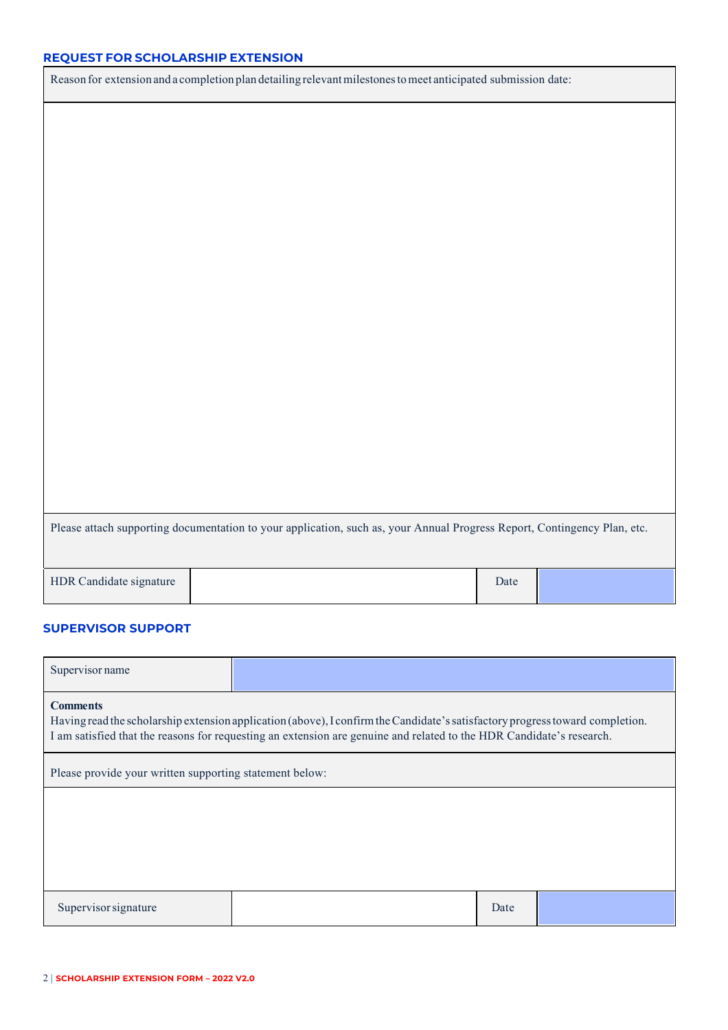## REQUEST FOR SCHOLARSHIP EXTENSION

| |
|---|
| Reason for extension and a completion plan detailing relevant milestones to meet anticipated submission date: |
| |
| Please attach supporting documentation to your application, such as, your Annual Progress Report, Contingency Plan, etc. |

| | | | |
|---|---|---|---|
| HDR Candidate signature | | Date | |

## SUPERVISOR SUPPORT

| | |
|---|---|
| Supervisor name | |

**Comments**
Having read the scholarship extension application (above), I confirm the Candidate's satisfactory progress toward completion. I am satisfied that the reasons for requesting an extension are genuine and related to the HDR Candidate's research.

| |
|---|
| Please provide your written supporting statement below: |
| |

| | | | |
|---|---|---|---|
| Supervisor signature | | Date | |